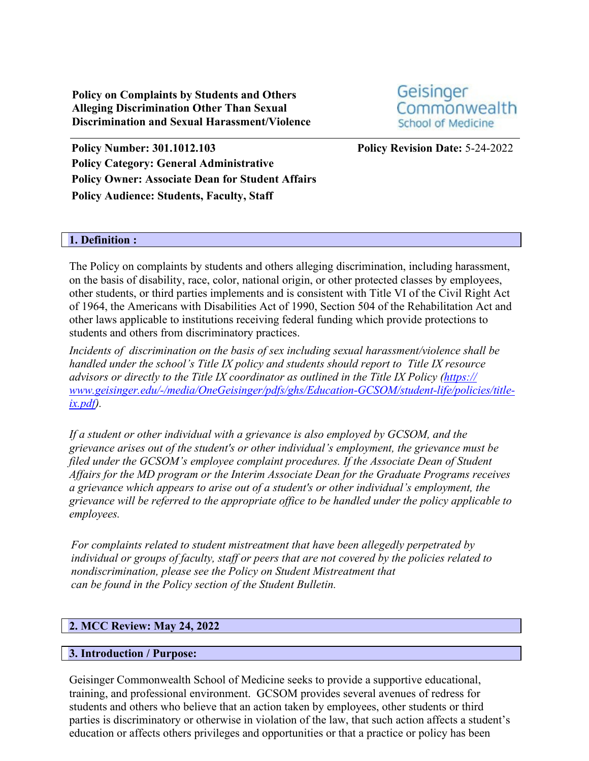**Policy on Complaints by Students and Others Alleging Discrimination Other Than Sexual Discrimination and Sexual Harassment/Violence**

Geisinger Commonwealth School of Medicine

---

**Policy Number: 301.1012.103** **Policy Revision Date:** 5-24-2022

**Policy Category: General Administrative**

**Policy Owner: Associate Dean for Student Affairs**

**Policy Audience: Students, Faculty, Staff**

## 1. Definition :

The Policy on complaints by students and others alleging discrimination, including harassment, on the basis of disability, race, color, national origin, or other protected classes by employees, other students, or third parties implements and is consistent with Title VI of the Civil Right Act of 1964, the Americans with Disabilities Act of 1990, Section 504 of the Rehabilitation Act and other laws applicable to institutions receiving federal funding which provide protections to students and others from discriminatory practices.

*Incidents of discrimination on the basis of sex including sexual harassment/violence shall be handled under the school's Title IX policy and students should report to Title IX resource advisors or directly to the Title IX coordinator as outlined in the Title IX Policy ([https://www.geisinger.edu/-/media/OneGeisinger/pdfs/ghs/Education-GCSOM/student-life/policies/title-ix.pdf](https://www.geisinger.edu/-/media/OneGeisinger/pdfs/ghs/Education-GCSOM/student-life/policies/title-ix.pdf)).*

*If a student or other individual with a grievance is also employed by GCSOM, and the grievance arises out of the student's or other individual's employment, the grievance must be filed under the GCSOM's employee complaint procedures. If the Associate Dean of Student Affairs for the MD program or the Interim Associate Dean for the Graduate Programs receives a grievance which appears to arise out of a student's or other individual's employment, the grievance will be referred to the appropriate office to be handled under the policy applicable to employees.*

*For complaints related to student mistreatment that have been allegedly perpetrated by individual or groups of faculty, staff or peers that are not covered by the policies related to nondiscrimination, please see the Policy on Student Mistreatment that can be found in the Policy section of the Student Bulletin.*

## 2. MCC Review: May 24, 2022

## 3. Introduction / Purpose:

Geisinger Commonwealth School of Medicine seeks to provide a supportive educational, training, and professional environment. GCSOM provides several avenues of redress for students and others who believe that an action taken by employees, other students or third parties is discriminatory or otherwise in violation of the law, that such action affects a student's education or affects others privileges and opportunities or that a practice or policy has been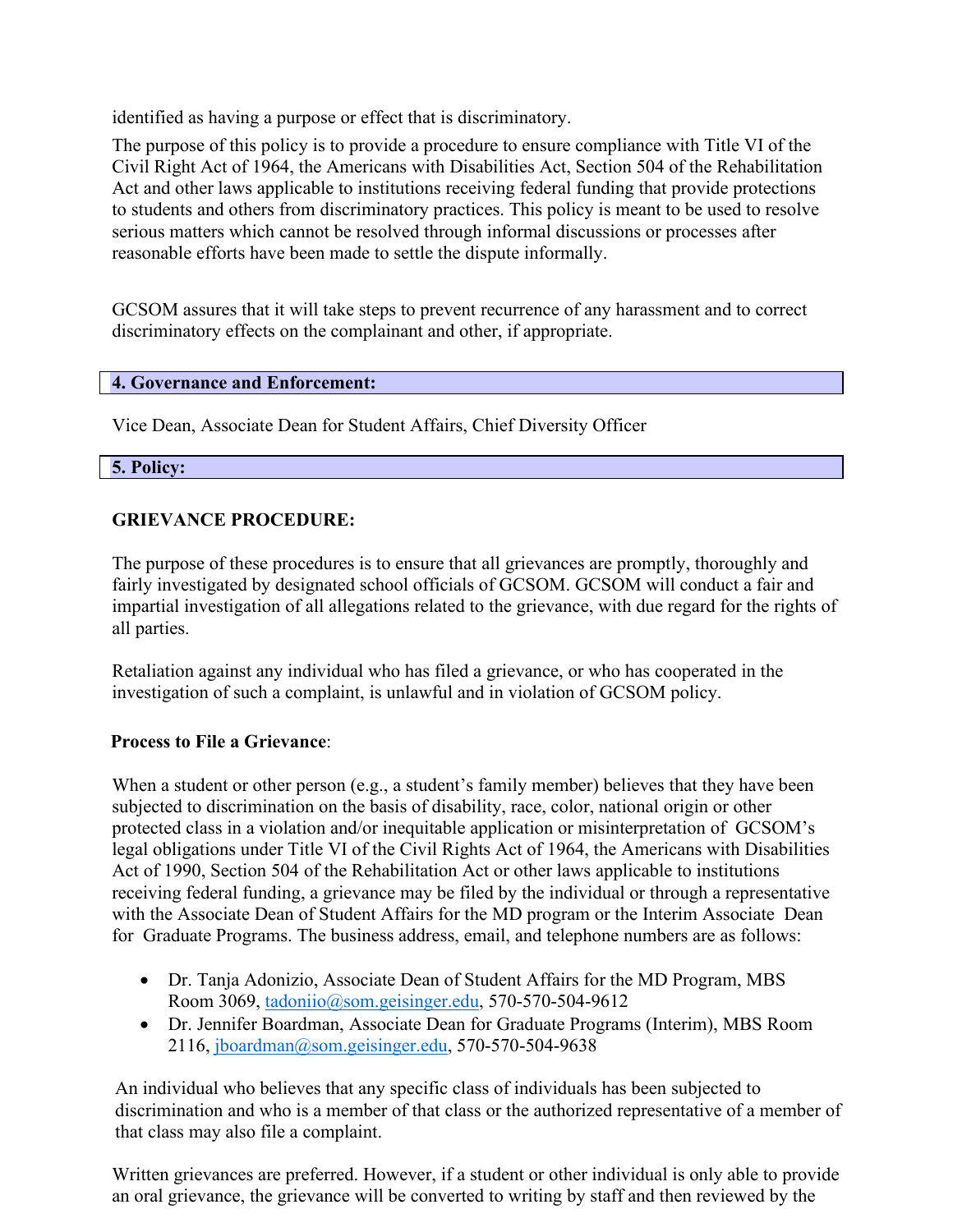identified as having a purpose or effect that is discriminatory.

The purpose of this policy is to provide a procedure to ensure compliance with Title VI of the Civil Right Act of 1964, the Americans with Disabilities Act, Section 504 of the Rehabilitation Act and other laws applicable to institutions receiving federal funding that provide protections to students and others from discriminatory practices. This policy is meant to be used to resolve serious matters which cannot be resolved through informal discussions or processes after reasonable efforts have been made to settle the dispute informally.

GCSOM assures that it will take steps to prevent recurrence of any harassment and to correct discriminatory effects on the complainant and other, if appropriate.

## 4. Governance and Enforcement:

Vice Dean, Associate Dean for Student Affairs, Chief Diversity Officer

## 5. Policy:

### GRIEVANCE PROCEDURE:

The purpose of these procedures is to ensure that all grievances are promptly, thoroughly and fairly investigated by designated school officials of GCSOM. GCSOM will conduct a fair and impartial investigation of all allegations related to the grievance, with due regard for the rights of all parties.

Retaliation against any individual who has filed a grievance, or who has cooperated in the investigation of such a complaint, is unlawful and in violation of GCSOM policy.

**Process to File a Grievance**:

When a student or other person (e.g., a student's family member) believes that they have been subjected to discrimination on the basis of disability, race, color, national origin or other protected class in a violation and/or inequitable application or misinterpretation of GCSOM's legal obligations under Title VI of the Civil Rights Act of 1964, the Americans with Disabilities Act of 1990, Section 504 of the Rehabilitation Act or other laws applicable to institutions receiving federal funding, a grievance may be filed by the individual or through a representative with the Associate Dean of Student Affairs for the MD program or the Interim Associate Dean for Graduate Programs. The business address, email, and telephone numbers are as follows:

- Dr. Tanja Adonizio, Associate Dean of Student Affairs for the MD Program, MBS Room 3069, tadoniio@som.geisinger.edu, 570-570-504-9612
- Dr. Jennifer Boardman, Associate Dean for Graduate Programs (Interim), MBS Room 2116, jboardman@som.geisinger.edu, 570-570-504-9638

An individual who believes that any specific class of individuals has been subjected to discrimination and who is a member of that class or the authorized representative of a member of that class may also file a complaint.

Written grievances are preferred. However, if a student or other individual is only able to provide an oral grievance, the grievance will be converted to writing by staff and then reviewed by the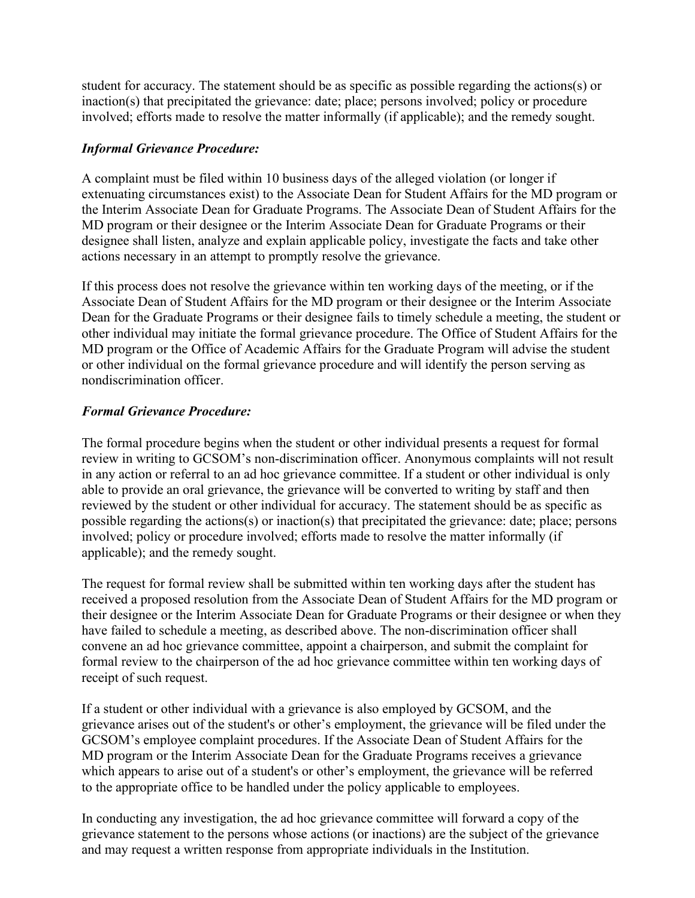student for accuracy. The statement should be as specific as possible regarding the actions(s) or inaction(s) that precipitated the grievance: date; place; persons involved; policy or procedure involved; efforts made to resolve the matter informally (if applicable); and the remedy sought.

***Informal Grievance Procedure:***

A complaint must be filed within 10 business days of the alleged violation (or longer if extenuating circumstances exist) to the Associate Dean for Student Affairs for the MD program or the Interim Associate Dean for Graduate Programs. The Associate Dean of Student Affairs for the MD program or their designee or the Interim Associate Dean for Graduate Programs or their designee shall listen, analyze and explain applicable policy, investigate the facts and take other actions necessary in an attempt to promptly resolve the grievance.

If this process does not resolve the grievance within ten working days of the meeting, or if the Associate Dean of Student Affairs for the MD program or their designee or the Interim Associate Dean for the Graduate Programs or their designee fails to timely schedule a meeting, the student or other individual may initiate the formal grievance procedure. The Office of Student Affairs for the MD program or the Office of Academic Affairs for the Graduate Program will advise the student or other individual on the formal grievance procedure and will identify the person serving as nondiscrimination officer.

***Formal Grievance Procedure:***

The formal procedure begins when the student or other individual presents a request for formal review in writing to GCSOM's non-discrimination officer. Anonymous complaints will not result in any action or referral to an ad hoc grievance committee. If a student or other individual is only able to provide an oral grievance, the grievance will be converted to writing by staff and then reviewed by the student or other individual for accuracy. The statement should be as specific as possible regarding the actions(s) or inaction(s) that precipitated the grievance: date; place; persons involved; policy or procedure involved; efforts made to resolve the matter informally (if applicable); and the remedy sought.

The request for formal review shall be submitted within ten working days after the student has received a proposed resolution from the Associate Dean of Student Affairs for the MD program or their designee or the Interim Associate Dean for Graduate Programs or their designee or when they have failed to schedule a meeting, as described above. The non-discrimination officer shall convene an ad hoc grievance committee, appoint a chairperson, and submit the complaint for formal review to the chairperson of the ad hoc grievance committee within ten working days of receipt of such request.

If a student or other individual with a grievance is also employed by GCSOM, and the grievance arises out of the student's or other's employment, the grievance will be filed under the GCSOM's employee complaint procedures. If the Associate Dean of Student Affairs for the MD program or the Interim Associate Dean for the Graduate Programs receives a grievance which appears to arise out of a student's or other's employment, the grievance will be referred to the appropriate office to be handled under the policy applicable to employees.

In conducting any investigation, the ad hoc grievance committee will forward a copy of the grievance statement to the persons whose actions (or inactions) are the subject of the grievance and may request a written response from appropriate individuals in the Institution.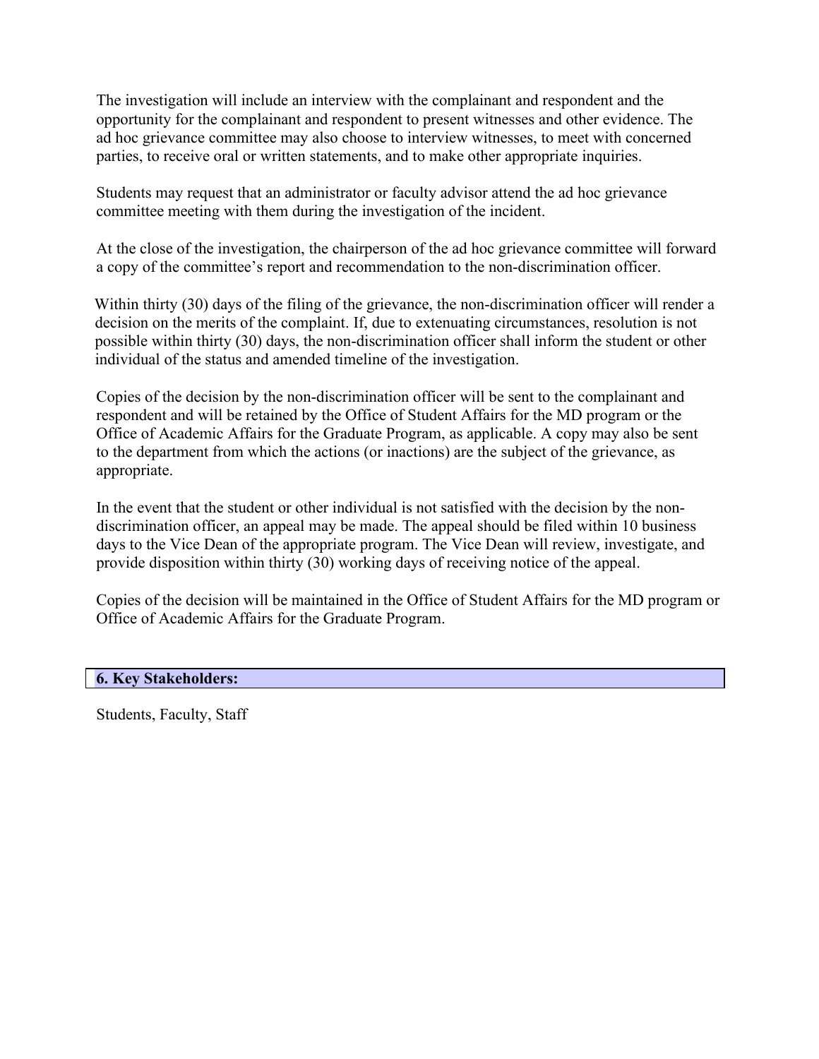The investigation will include an interview with the complainant and respondent and the opportunity for the complainant and respondent to present witnesses and other evidence. The ad hoc grievance committee may also choose to interview witnesses, to meet with concerned parties, to receive oral or written statements, and to make other appropriate inquiries.

Students may request that an administrator or faculty advisor attend the ad hoc grievance committee meeting with them during the investigation of the incident.

At the close of the investigation, the chairperson of the ad hoc grievance committee will forward a copy of the committee's report and recommendation to the non-discrimination officer.

Within thirty (30) days of the filing of the grievance, the non-discrimination officer will render a decision on the merits of the complaint. If, due to extenuating circumstances, resolution is not possible within thirty (30) days, the non-discrimination officer shall inform the student or other individual of the status and amended timeline of the investigation.

Copies of the decision by the non-discrimination officer will be sent to the complainant and respondent and will be retained by the Office of Student Affairs for the MD program or the Office of Academic Affairs for the Graduate Program, as applicable. A copy may also be sent to the department from which the actions (or inactions) are the subject of the grievance, as appropriate.

In the event that the student or other individual is not satisfied with the decision by the non-discrimination officer, an appeal may be made. The appeal should be filed within 10 business days to the Vice Dean of the appropriate program. The Vice Dean will review, investigate, and provide disposition within thirty (30) working days of receiving notice of the appeal.

Copies of the decision will be maintained in the Office of Student Affairs for the MD program or Office of Academic Affairs for the Graduate Program.

## 6. Key Stakeholders:

Students, Faculty, Staff